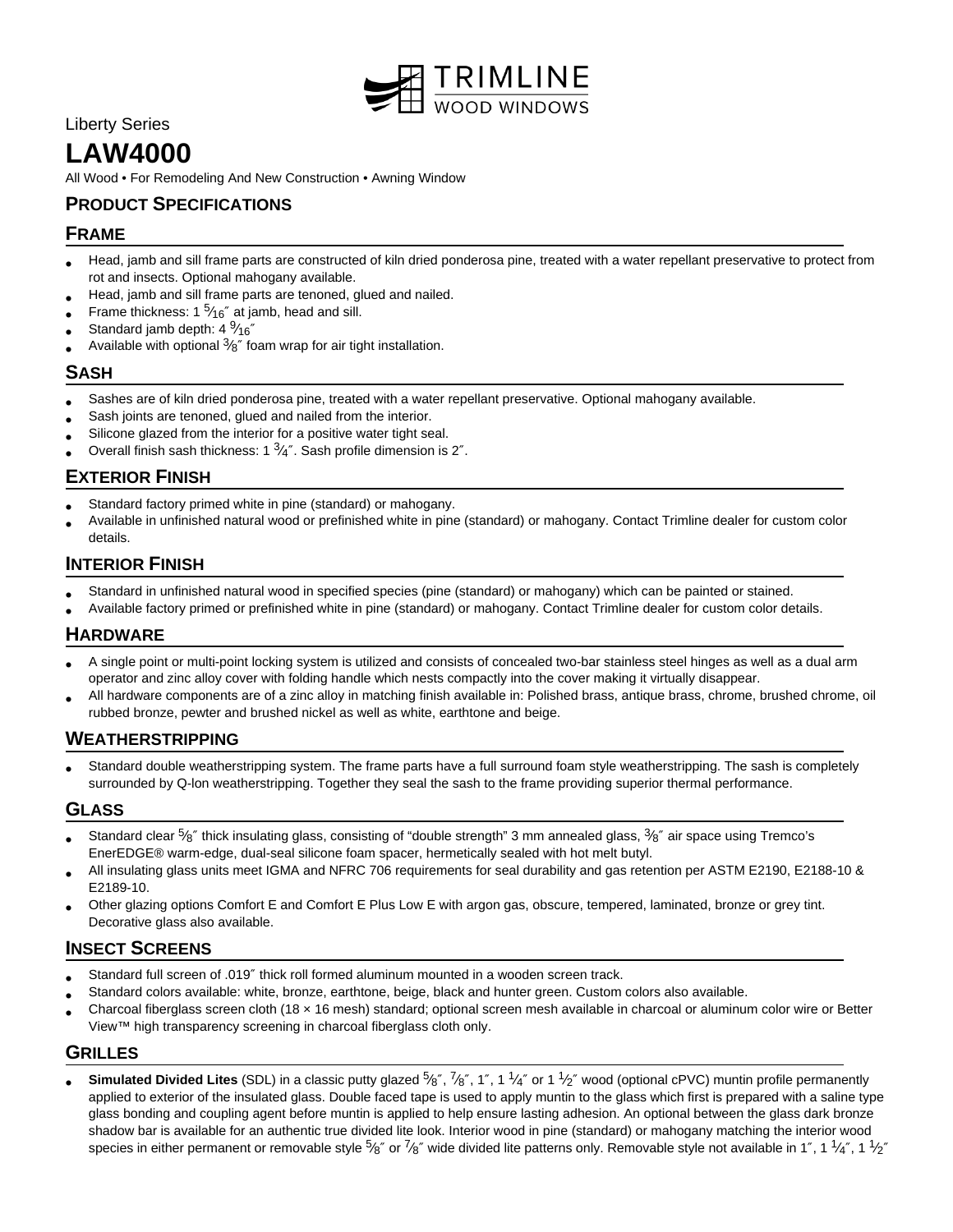TRIMLINE WOOD WINDOWS

Liberty Series

# LAW4000

All Wood • For Remodeling And New Construction • Awning Window

## PRODUCT SPECIFICATIONS

### FRAME

- Head, jamb and sill frame parts are constructed of kiln dried ponderosa pine, treated with a water repellant preservative to protect from rot and insects. Optional mahogany available.
- Head, jamb and sill frame parts are tenoned, glued and nailed.
- Frame thickness: 1 5⁄16″ at jamb, head and sill.
- Standard jamb depth: 4 9⁄16″
- Available with optional 3⁄8″ foam wrap for air tight installation.

### SASH

- Sashes are of kiln dried ponderosa pine, treated with a water repellant preservative. Optional mahogany available.
- Sash joints are tenoned, glued and nailed from the interior.
- Silicone glazed from the interior for a positive water tight seal.
- Overall finish sash thickness: 1 3⁄4″. Sash profile dimension is 2″.

### EXTERIOR FINISH

- Standard factory primed white in pine (standard) or mahogany.
- Available in unfinished natural wood or prefinished white in pine (standard) or mahogany. Contact Trimline dealer for custom color details.

### INTERIOR FINISH

- Standard in unfinished natural wood in specified species (pine (standard) or mahogany) which can be painted or stained.
- Available factory primed or prefinished white in pine (standard) or mahogany. Contact Trimline dealer for custom color details.

### HARDWARE

- A single point or multi-point locking system is utilized and consists of concealed two-bar stainless steel hinges as well as a dual arm operator and zinc alloy cover with folding handle which nests compactly into the cover making it virtually disappear.
- All hardware components are of a zinc alloy in matching finish available in: Polished brass, antique brass, chrome, brushed chrome, oil rubbed bronze, pewter and brushed nickel as well as white, earthtone and beige.

### WEATHERSTRIPPING

- Standard double weatherstripping system. The frame parts have a full surround foam style weatherstripping. The sash is completely surrounded by Q-lon weatherstripping. Together they seal the sash to the frame providing superior thermal performance.

### GLASS

- Standard clear 5⁄8″ thick insulating glass, consisting of "double strength" 3 mm annealed glass, 3⁄8″ air space using Tremco's EnerEDGE® warm-edge, dual-seal silicone foam spacer, hermetically sealed with hot melt butyl.
- All insulating glass units meet IGMA and NFRC 706 requirements for seal durability and gas retention per ASTM E2190, E2188-10 & E2189-10.
- Other glazing options Comfort E and Comfort E Plus Low E with argon gas, obscure, tempered, laminated, bronze or grey tint. Decorative glass also available.

### INSECT SCREENS

- Standard full screen of .019″ thick roll formed aluminum mounted in a wooden screen track.
- Standard colors available: white, bronze, earthtone, beige, black and hunter green. Custom colors also available.
- Charcoal fiberglass screen cloth (18 × 16 mesh) standard; optional screen mesh available in charcoal or aluminum color wire or Better View™ high transparency screening in charcoal fiberglass cloth only.

### GRILLES

- **Simulated Divided Lites** (SDL) in a classic putty glazed 5⁄8″, 7⁄8″, 1″, 1 1⁄4″ or 1 1⁄2″ wood (optional cPVC) muntin profile permanently applied to exterior of the insulated glass. Double faced tape is used to apply muntin to the glass which first is prepared with a saline type glass bonding and coupling agent before muntin is applied to help ensure lasting adhesion. An optional between the glass dark bronze shadow bar is available for an authentic true divided lite look. Interior wood in pine (standard) or mahogany matching the interior wood species in either permanent or removable style 5⁄8″ or 7⁄8″ wide divided lite patterns only. Removable style not available in 1″, 1 1⁄4″, 1 1⁄2″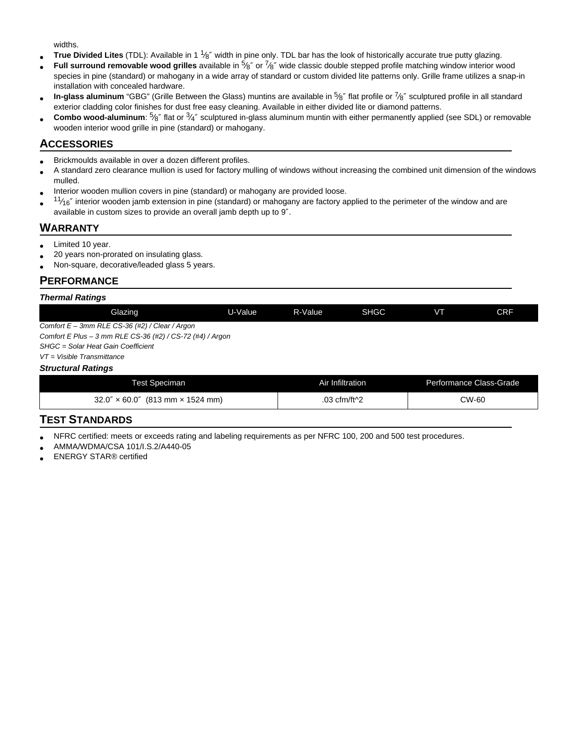widths.

- **True Divided Lites** (TDL): Available in 1 ⅛″ width in pine only. TDL bar has the look of historically accurate true putty glazing.
- **Full surround removable wood grilles** available in ⅝″ or ⅞″ wide classic double stepped profile matching window interior wood species in pine (standard) or mahogany in a wide array of standard or custom divided lite patterns only. Grille frame utilizes a snap-in installation with concealed hardware.
- **In-glass aluminum** "GBG" (Grille Between the Glass) muntins are available in ⅝″ flat profile or ⅞″ sculptured profile in all standard exterior cladding color finishes for dust free easy cleaning. Available in either divided lite or diamond patterns.
- **Combo wood-aluminum**: ⅝″ flat or ¾″ sculptured in-glass aluminum muntin with either permanently applied (see SDL) or removable wooden interior wood grille in pine (standard) or mahogany.

## Accessories

- Brickmoulds available in over a dozen different profiles.
- A standard zero clearance mullion is used for factory mulling of windows without increasing the combined unit dimension of the windows mulled.
- Interior wooden mullion covers in pine (standard) or mahogany are provided loose.
- 11⁄16″ interior wooden jamb extension in pine (standard) or mahogany are factory applied to the perimeter of the window and are available in custom sizes to provide an overall jamb depth up to 9″.

## Warranty

- Limited 10 year.
- 20 years non-prorated on insulating glass.
- Non-square, decorative/leaded glass 5 years.

## Performance

***Thermal Ratings***

| Glazing | U-Value | R-Value | SHGC | VT | CRF |
|---|---|---|---|---|---|

*Comfort E – 3mm RLE CS-36 (#2) / Clear / Argon*

*Comfort E Plus – 3 mm RLE CS-36 (#2) / CS-72 (#4) / Argon*

*SHGC = Solar Heat Gain Coefficient*

*VT = Visible Transmittance*

***Structural Ratings***

| Test Speciman | Air Infiltration | Performance Class-Grade |
|---|---|---|
| 32.0″ × 60.0″ (813 mm × 1524 mm) | .03 cfm/ft^2 | CW-60 |

## Test Standards

- NFRC certified: meets or exceeds rating and labeling requirements as per NFRC 100, 200 and 500 test procedures.
- AMMA/WDMA/CSA 101/I.S.2/A440-05
- ENERGY STAR® certified